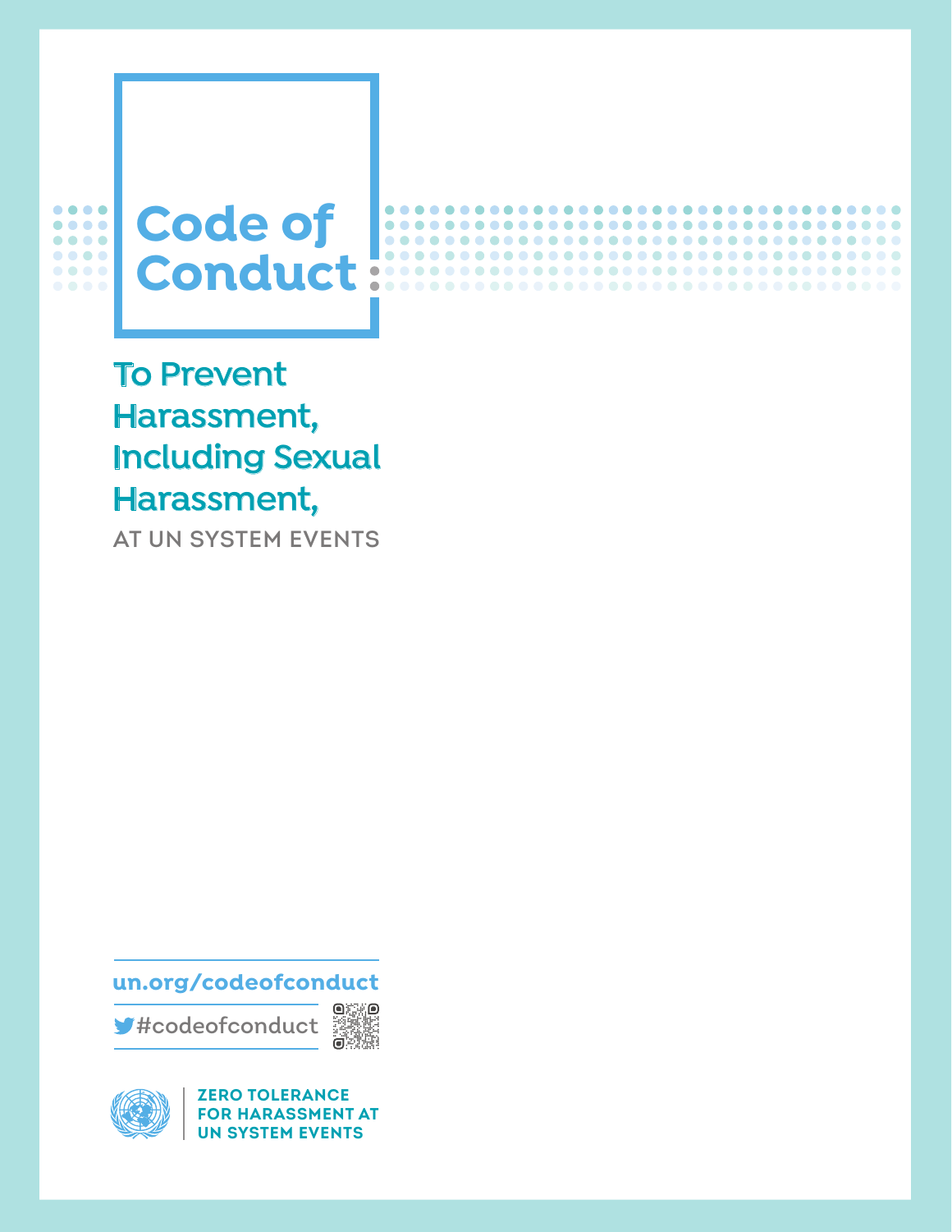# Code of Conduct

## To Prevent Harassment, Including Sexual Harassment,

AT UN SYSTEM EVENTS

un.org/codeofconduct

#codeofconduct

ZERO TOLERANCE FOR HARASSMENT AT UN SYSTEM EVENTS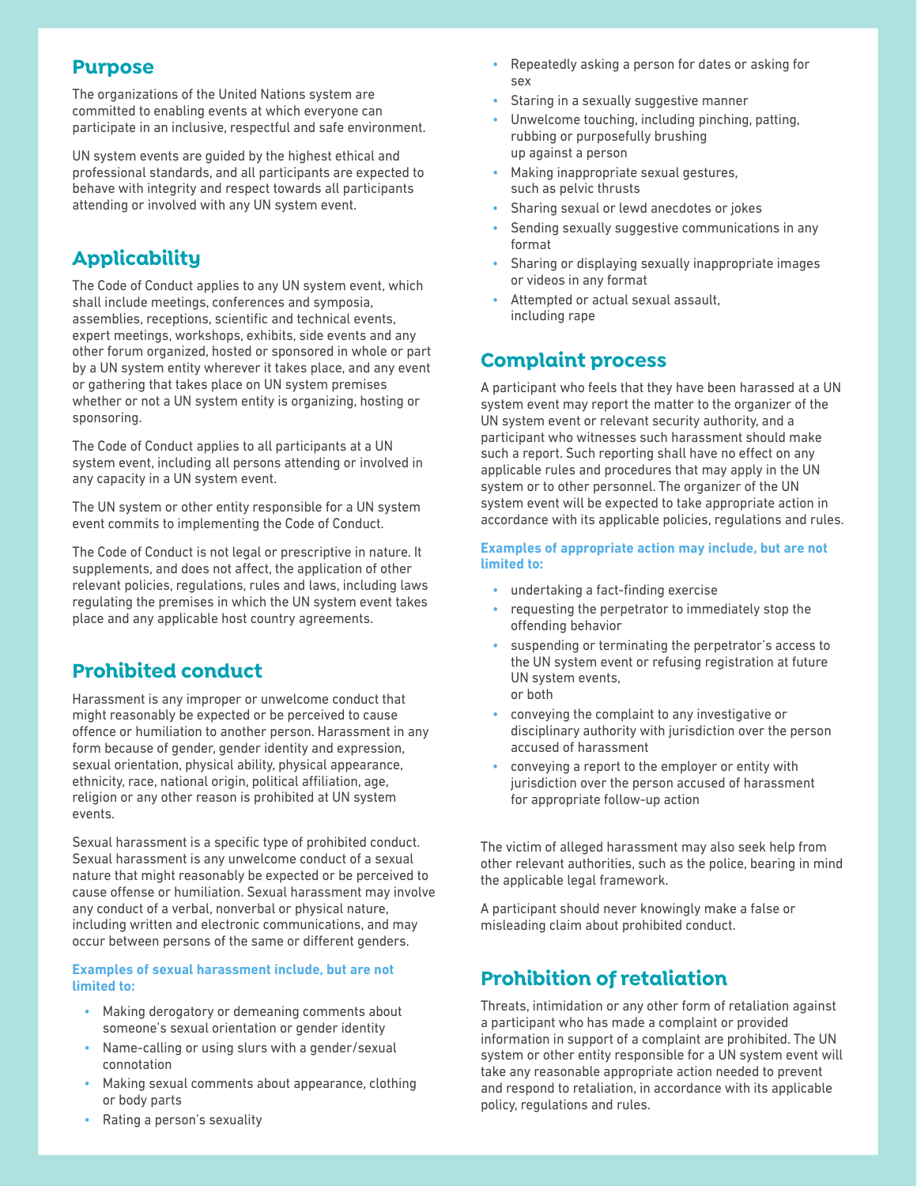## Purpose

The organizations of the United Nations system are committed to enabling events at which everyone can participate in an inclusive, respectful and safe environment.

UN system events are guided by the highest ethical and professional standards, and all participants are expected to behave with integrity and respect towards all participants attending or involved with any UN system event.

## Applicability

The Code of Conduct applies to any UN system event, which shall include meetings, conferences and symposia, assemblies, receptions, scientific and technical events, expert meetings, workshops, exhibits, side events and any other forum organized, hosted or sponsored in whole or part by a UN system entity wherever it takes place, and any event or gathering that takes place on UN system premises whether or not a UN system entity is organizing, hosting or sponsoring.

The Code of Conduct applies to all participants at a UN system event, including all persons attending or involved in any capacity in a UN system event.

The UN system or other entity responsible for a UN system event commits to implementing the Code of Conduct.

The Code of Conduct is not legal or prescriptive in nature. It supplements, and does not affect, the application of other relevant policies, regulations, rules and laws, including laws regulating the premises in which the UN system event takes place and any applicable host country agreements.

## Prohibited conduct

Harassment is any improper or unwelcome conduct that might reasonably be expected or be perceived to cause offence or humiliation to another person. Harassment in any form because of gender, gender identity and expression, sexual orientation, physical ability, physical appearance, ethnicity, race, national origin, political affiliation, age, religion or any other reason is prohibited at UN system events.

Sexual harassment is a specific type of prohibited conduct. Sexual harassment is any unwelcome conduct of a sexual nature that might reasonably be expected or be perceived to cause offense or humiliation. Sexual harassment may involve any conduct of a verbal, nonverbal or physical nature, including written and electronic communications, and may occur between persons of the same or different genders.

**Examples of sexual harassment include, but are not limited to:**

- Making derogatory or demeaning comments about someone's sexual orientation or gender identity
- Name-calling or using slurs with a gender/sexual connotation
- Making sexual comments about appearance, clothing or body parts
- Rating a person's sexuality
- Repeatedly asking a person for dates or asking for sex
- Staring in a sexually suggestive manner
- Unwelcome touching, including pinching, patting, rubbing or purposefully brushing up against a person
- Making inappropriate sexual gestures, such as pelvic thrusts
- Sharing sexual or lewd anecdotes or jokes
- Sending sexually suggestive communications in any format
- Sharing or displaying sexually inappropriate images or videos in any format
- Attempted or actual sexual assault, including rape

## Complaint process

A participant who feels that they have been harassed at a UN system event may report the matter to the organizer of the UN system event or relevant security authority, and a participant who witnesses such harassment should make such a report. Such reporting shall have no effect on any applicable rules and procedures that may apply in the UN system or to other personnel. The organizer of the UN system event will be expected to take appropriate action in accordance with its applicable policies, regulations and rules.

**Examples of appropriate action may include, but are not limited to:**

- undertaking a fact-finding exercise
- requesting the perpetrator to immediately stop the offending behavior
- suspending or terminating the perpetrator's access to the UN system event or refusing registration at future UN system events, or both
- conveying the complaint to any investigative or disciplinary authority with jurisdiction over the person accused of harassment
- conveying a report to the employer or entity with jurisdiction over the person accused of harassment for appropriate follow-up action

The victim of alleged harassment may also seek help from other relevant authorities, such as the police, bearing in mind the applicable legal framework.

A participant should never knowingly make a false or misleading claim about prohibited conduct.

## Prohibition of retaliation

Threats, intimidation or any other form of retaliation against a participant who has made a complaint or provided information in support of a complaint are prohibited. The UN system or other entity responsible for a UN system event will take any reasonable appropriate action needed to prevent and respond to retaliation, in accordance with its applicable policy, regulations and rules.